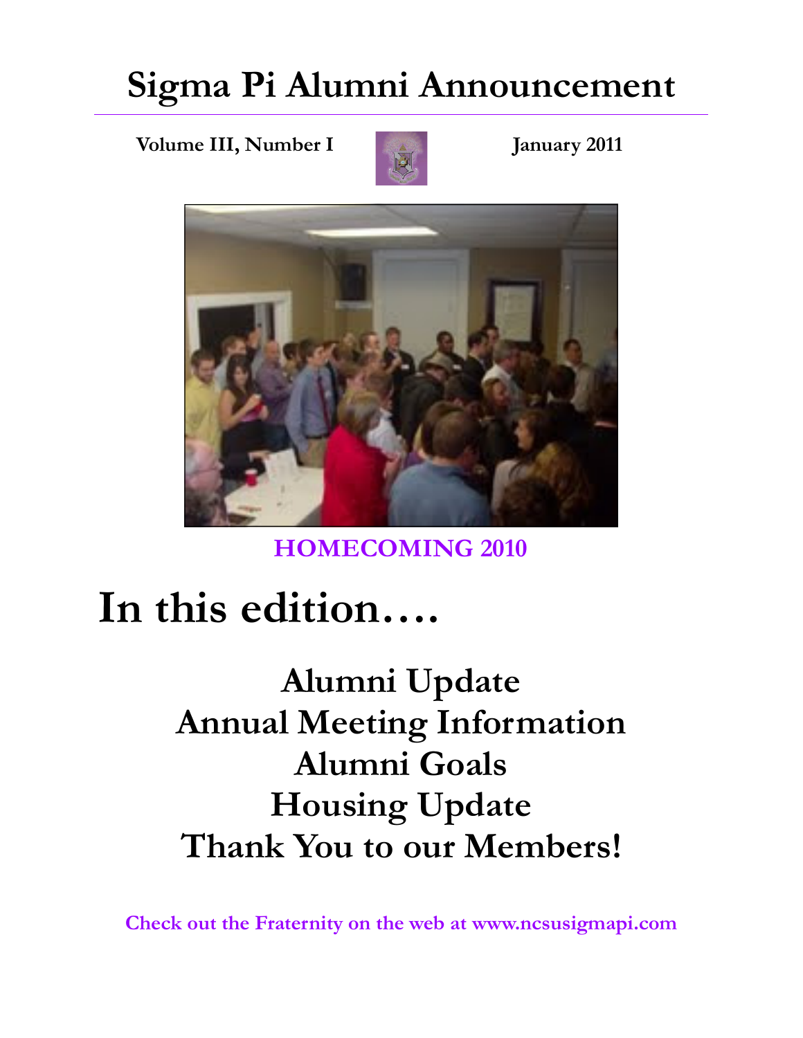# Sigma Pi Alumni Announcement

**Volume III, Number I** **January 2011**

**HOMECOMING 2010**

# In this edition….

## Alumni Update
## Annual Meeting Information
## Alumni Goals
## Housing Update
## Thank You to our Members!

**Check out the Fraternity on the web at www.ncsusigmapi.com**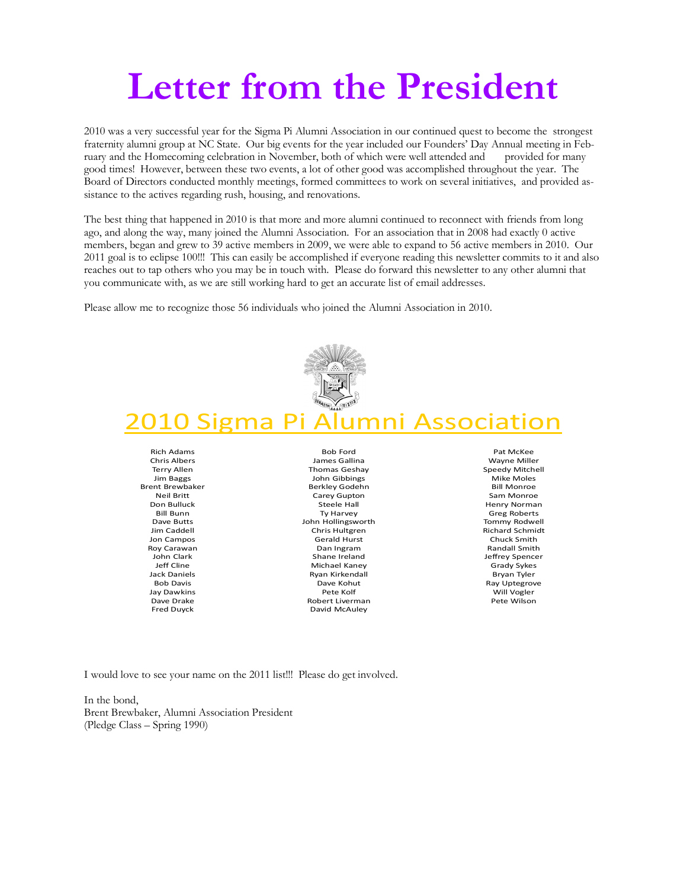# Letter from the President

2010 was a very successful year for the Sigma Pi Alumni Association in our continued quest to become the strongest fraternity alumni group at NC State. Our big events for the year included our Founders' Day Annual meeting in February and the Homecoming celebration in November, both of which were well attended and provided for many good times! However, between these two events, a lot of other good was accomplished throughout the year. The Board of Directors conducted monthly meetings, formed committees to work on several initiatives, and provided assistance to the actives regarding rush, housing, and renovations.

The best thing that happened in 2010 is that more and more alumni continued to reconnect with friends from long ago, and along the way, many joined the Alumni Association. For an association that in 2008 had exactly 0 active members, began and grew to 39 active members in 2009, we were able to expand to 56 active members in 2010. Our 2011 goal is to eclipse 100!!! This can easily be accomplished if everyone reading this newsletter commits to it and also reaches out to tap others who you may be in touch with. Please do forward this newsletter to any other alumni that you communicate with, as we are still working hard to get an accurate list of email addresses.

Please allow me to recognize those 56 individuals who joined the Alumni Association in 2010.

## 2010 Sigma Pi Alumni Association

Rich Adams
Chris Albers
Terry Allen
Jim Baggs
Brent Brewbaker
Neil Britt
Don Bulluck
Bill Bunn
Dave Butts
Jim Caddell
Jon Campos
Roy Carawan
John Clark
Jeff Cline
Jack Daniels
Bob Davis
Jay Dawkins
Dave Drake
Fred Duyck

Bob Ford
James Gallina
Thomas Geshay
John Gibbings
Berkley Godehn
Carey Gupton
Steele Hall
Ty Harvey
John Hollingsworth
Chris Hultgren
Gerald Hurst
Dan Ingram
Shane Ireland
Michael Kaney
Ryan Kirkendall
Dave Kohut
Pete Kolf
Robert Liverman
David McAuley

Pat McKee
Wayne Miller
Speedy Mitchell
Mike Moles
Bill Monroe
Sam Monroe
Henry Norman
Greg Roberts
Tommy Rodwell
Richard Schmidt
Chuck Smith
Randall Smith
Jeffrey Spencer
Grady Sykes
Bryan Tyler
Ray Uptegrove
Will Vogler
Pete Wilson

I would love to see your name on the 2011 list!!! Please do get involved.

In the bond,
Brent Brewbaker, Alumni Association President
(Pledge Class – Spring 1990)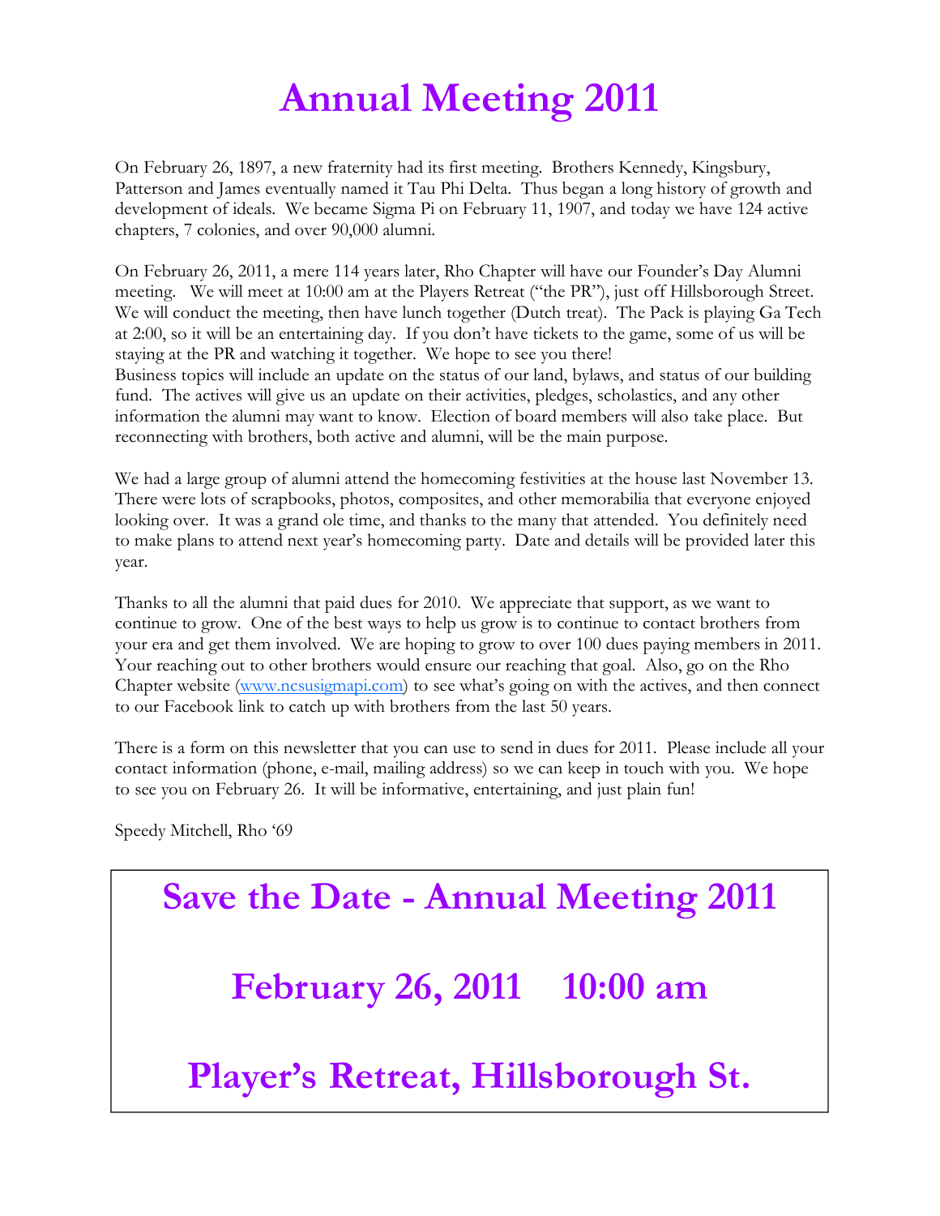# Annual Meeting 2011

On February 26, 1897, a new fraternity had its first meeting. Brothers Kennedy, Kingsbury, Patterson and James eventually named it Tau Phi Delta. Thus began a long history of growth and development of ideals. We became Sigma Pi on February 11, 1907, and today we have 124 active chapters, 7 colonies, and over 90,000 alumni.

On February 26, 2011, a mere 114 years later, Rho Chapter will have our Founder's Day Alumni meeting. We will meet at 10:00 am at the Players Retreat ("the PR"), just off Hillsborough Street. We will conduct the meeting, then have lunch together (Dutch treat). The Pack is playing Ga Tech at 2:00, so it will be an entertaining day. If you don't have tickets to the game, some of us will be staying at the PR and watching it together. We hope to see you there!
Business topics will include an update on the status of our land, bylaws, and status of our building fund. The actives will give us an update on their activities, pledges, scholastics, and any other information the alumni may want to know. Election of board members will also take place. But reconnecting with brothers, both active and alumni, will be the main purpose.

We had a large group of alumni attend the homecoming festivities at the house last November 13. There were lots of scrapbooks, photos, composites, and other memorabilia that everyone enjoyed looking over. It was a grand ole time, and thanks to the many that attended. You definitely need to make plans to attend next year's homecoming party. Date and details will be provided later this year.

Thanks to all the alumni that paid dues for 2010. We appreciate that support, as we want to continue to grow. One of the best ways to help us grow is to continue to contact brothers from your era and get them involved. We are hoping to grow to over 100 dues paying members in 2011. Your reaching out to other brothers would ensure our reaching that goal. Also, go on the Rho Chapter website (www.ncsusigmapi.com) to see what's going on with the actives, and then connect to our Facebook link to catch up with brothers from the last 50 years.

There is a form on this newsletter that you can use to send in dues for 2011. Please include all your contact information (phone, e-mail, mailing address) so we can keep in touch with you. We hope to see you on February 26. It will be informative, entertaining, and just plain fun!

Speedy Mitchell, Rho '69

## Save the Date - Annual Meeting 2011

## February 26, 2011 10:00 am

## Player's Retreat, Hillsborough St.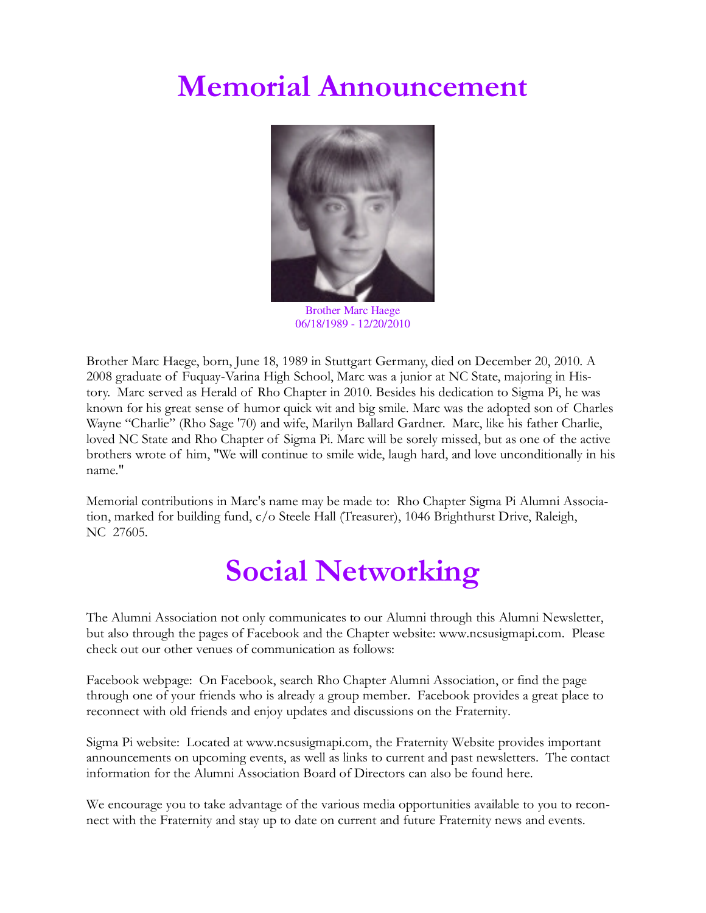# Memorial Announcement

Brother Marc Haege
06/18/1989 - 12/20/2010

Brother Marc Haege, born, June 18, 1989 in Stuttgart Germany, died on December 20, 2010. A 2008 graduate of Fuquay-Varina High School, Marc was a junior at NC State, majoring in History. Marc served as Herald of Rho Chapter in 2010. Besides his dedication to Sigma Pi, he was known for his great sense of humor quick wit and big smile. Marc was the adopted son of Charles Wayne "Charlie" (Rho Sage '70) and wife, Marilyn Ballard Gardner. Marc, like his father Charlie, loved NC State and Rho Chapter of Sigma Pi. Marc will be sorely missed, but as one of the active brothers wrote of him, "We will continue to smile wide, laugh hard, and love unconditionally in his name."

Memorial contributions in Marc's name may be made to: Rho Chapter Sigma Pi Alumni Association, marked for building fund, c/o Steele Hall (Treasurer), 1046 Brighthurst Drive, Raleigh, NC 27605.

# Social Networking

The Alumni Association not only communicates to our Alumni through this Alumni Newsletter, but also through the pages of Facebook and the Chapter website: www.ncsusigmapi.com. Please check out our other venues of communication as follows:

Facebook webpage: On Facebook, search Rho Chapter Alumni Association, or find the page through one of your friends who is already a group member. Facebook provides a great place to reconnect with old friends and enjoy updates and discussions on the Fraternity.

Sigma Pi website: Located at www.ncsusigmapi.com, the Fraternity Website provides important announcements on upcoming events, as well as links to current and past newsletters. The contact information for the Alumni Association Board of Directors can also be found here.

We encourage you to take advantage of the various media opportunities available to you to reconnect with the Fraternity and stay up to date on current and future Fraternity news and events.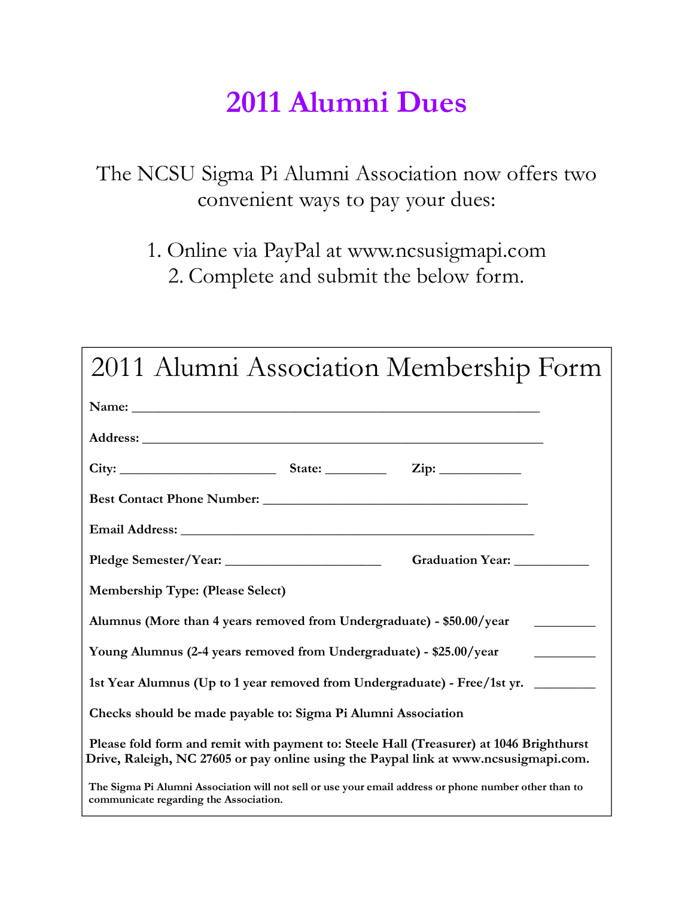# 2011 Alumni Dues

The NCSU Sigma Pi Alumni Association now offers two convenient ways to pay your dues:

1. Online via PayPal at www.ncsusigmapi.com
2. Complete and submit the below form.

## 2011 Alumni Association Membership Form

**Name:** ____________________________________________________________

**Address:** __________________________________________________________

**City:** ______________________ **State:** _________ **Zip:** ___________

**Best Contact Phone Number:** ______________________________________

**Email Address:** _____________________________________________________

**Pledge Semester/Year:** _______________________ **Graduation Year:** ___________

**Membership Type: (Please Select)**

**Alumnus (More than 4 years removed from Undergraduate) - $50.00/year** _________

**Young Alumnus (2-4 years removed from Undergraduate) - $25.00/year** _________

**1st Year Alumnus (Up to 1 year removed from Undergraduate) - Free/1st yr.** _________

**Checks should be made payable to: Sigma Pi Alumni Association**

**Please fold form and remit with payment to: Steele Hall (Treasurer) at 1046 Brighthurst Drive, Raleigh, NC 27605 or pay online using the Paypal link at www.ncsusigmapi.com.**

**The Sigma Pi Alumni Association will not sell or use your email address or phone number other than to communicate regarding the Association.**